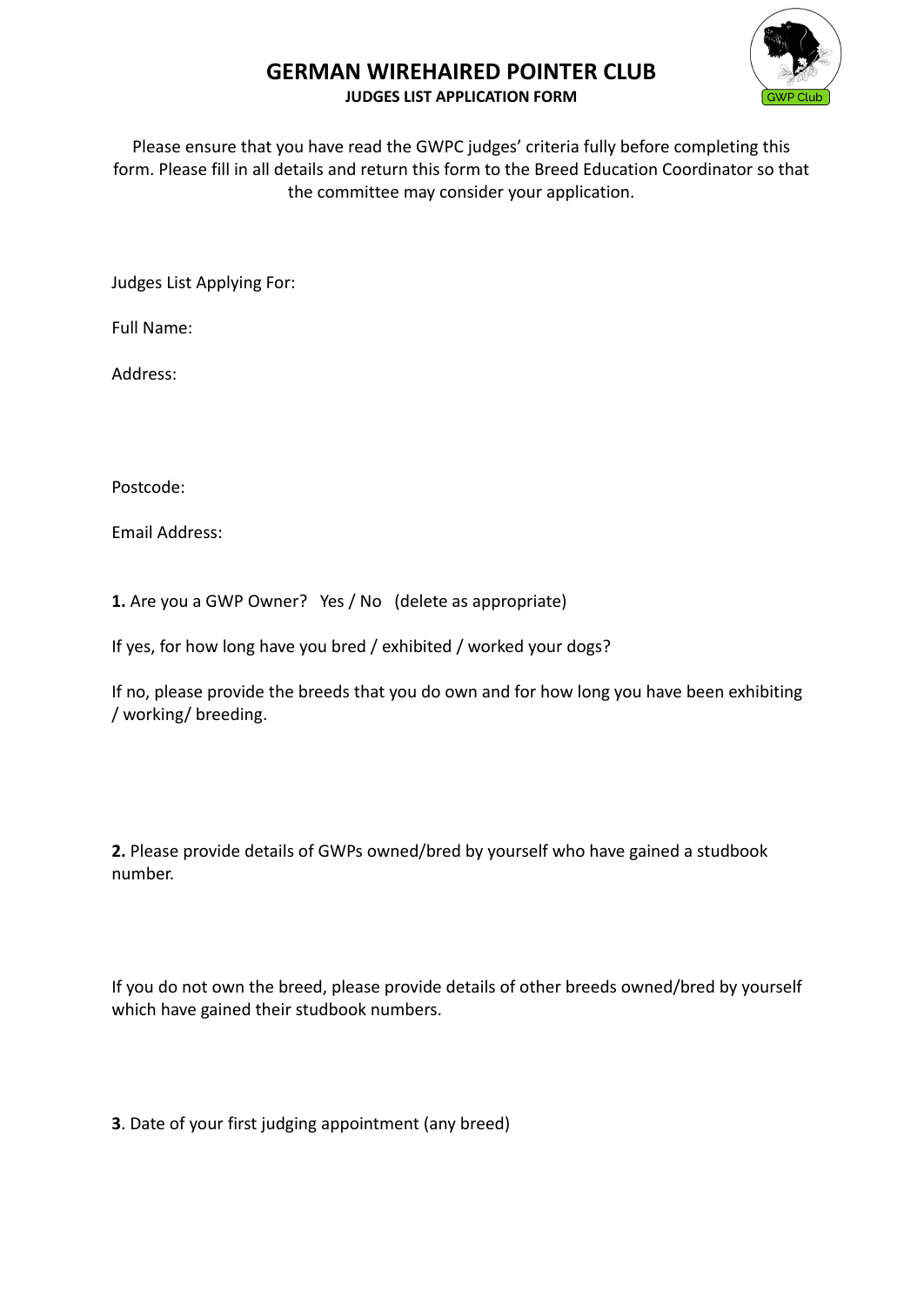# GERMAN WIREHAIRED POINTER CLUB

**JUDGES LIST APPLICATION FORM**

Please ensure that you have read the GWPC judges' criteria fully before completing this form. Please fill in all details and return this form to the Breed Education Coordinator so that the committee may consider your application.

Judges List Applying For:

Full Name:

Address:

Postcode:

Email Address:

**1.** Are you a GWP Owner? Yes / No (delete as appropriate)

If yes, for how long have you bred / exhibited / worked your dogs?

If no, please provide the breeds that you do own and for how long you have been exhibiting / working/ breeding.

**2.** Please provide details of GWPs owned/bred by yourself who have gained a studbook number.

If you do not own the breed, please provide details of other breeds owned/bred by yourself which have gained their studbook numbers.

**3**. Date of your first judging appointment (any breed)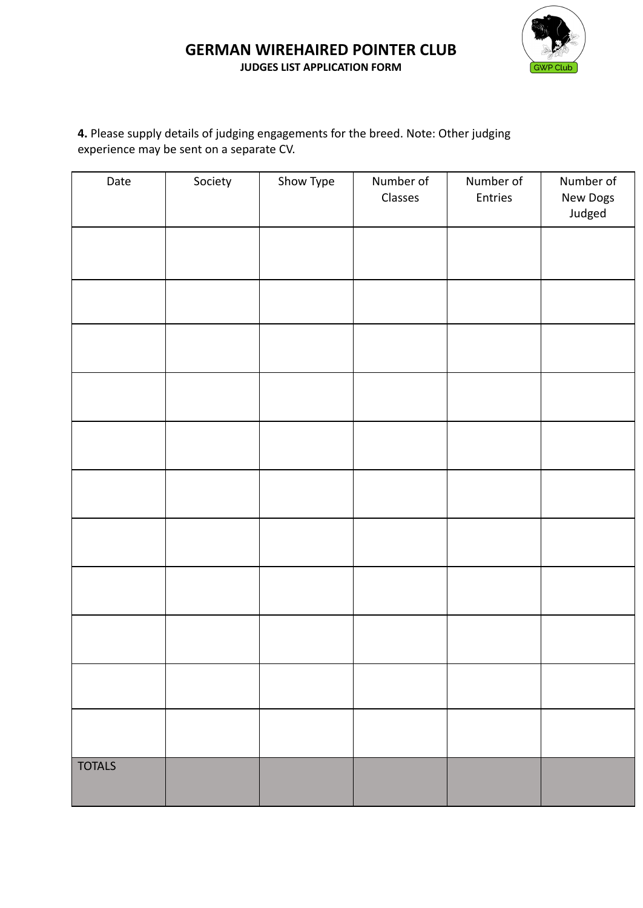# GERMAN WIREHAIRED POINTER CLUB

**JUDGES LIST APPLICATION FORM**

**4.** Please supply details of judging engagements for the breed. Note: Other judging experience may be sent on a separate CV.

| Date | Society | Show Type | Number of Classes | Number of Entries | Number of New Dogs Judged |
|---|---|---|---|---|---|
| | | | | | |
| | | | | | |
| | | | | | |
| | | | | | |
| | | | | | |
| | | | | | |
| | | | | | |
| | | | | | |
| | | | | | |
| | | | | | |
| | | | | | |
| TOTALS | | | | | |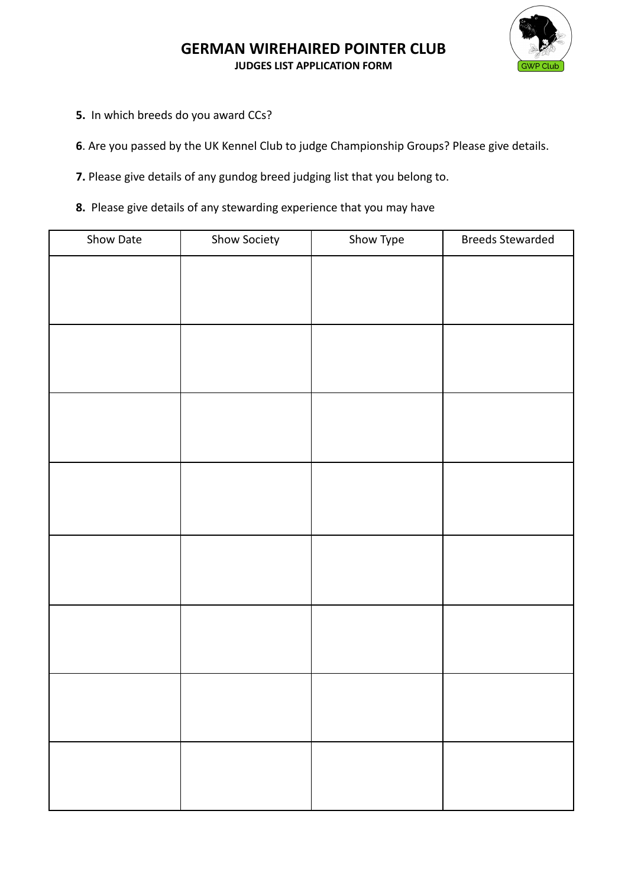# GERMAN WIREHAIRED POINTER CLUB

**JUDGES LIST APPLICATION FORM**

**5.** In which breeds do you award CCs?

**6**. Are you passed by the UK Kennel Club to judge Championship Groups? Please give details.

**7.** Please give details of any gundog breed judging list that you belong to.

**8.** Please give details of any stewarding experience that you may have

| Show Date | Show Society | Show Type | Breeds Stewarded |
|---|---|---|---|
| | | | |
| | | | |
| | | | |
| | | | |
| | | | |
| | | | |
| | | | |
| | | | |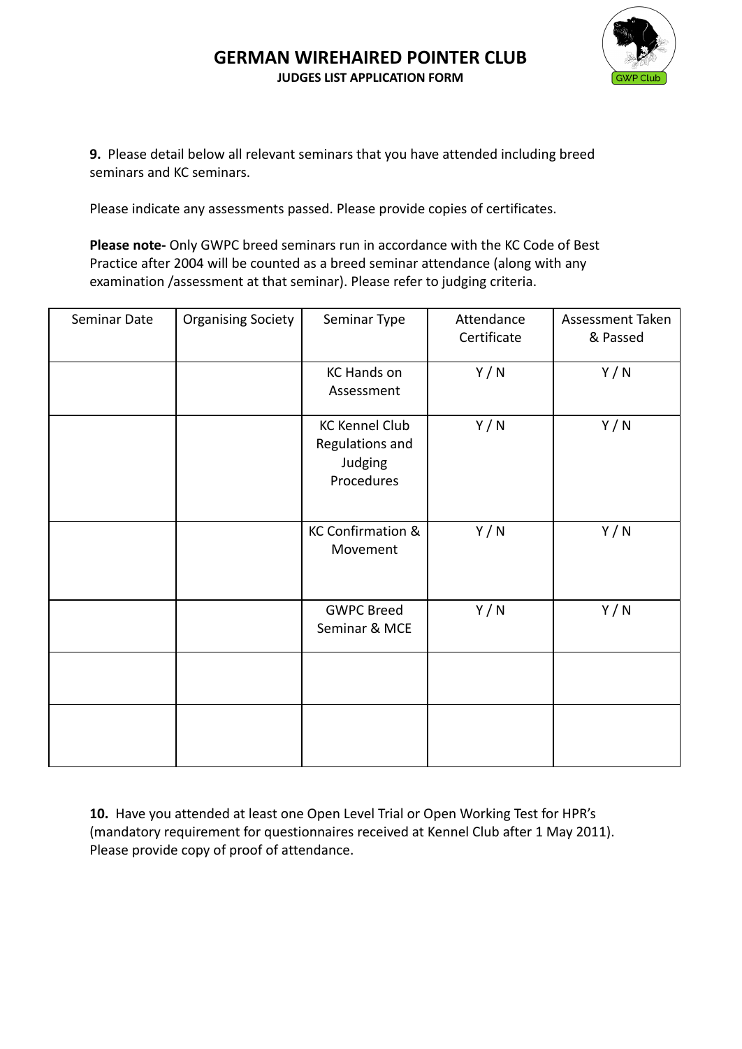**9.** Please detail below all relevant seminars that you have attended including breed seminars and KC seminars.

Please indicate any assessments passed. Please provide copies of certificates.

**Please note-** Only GWPC breed seminars run in accordance with the KC Code of Best Practice after 2004 will be counted as a breed seminar attendance (along with any examination /assessment at that seminar). Please refer to judging criteria.

| Seminar Date | Organising Society | Seminar Type | Attendance Certificate | Assessment Taken & Passed |
|---|---|---|---|---|
| | | KC Hands on Assessment | Y / N | Y / N |
| | | KC Kennel Club Regulations and Judging Procedures | Y / N | Y / N |
| | | KC Confirmation & Movement | Y / N | Y / N |
| | | GWPC Breed Seminar & MCE | Y / N | Y / N |
| | | | | |
| | | | | |

**10.** Have you attended at least one Open Level Trial or Open Working Test for HPR's (mandatory requirement for questionnaires received at Kennel Club after 1 May 2011). Please provide copy of proof of attendance.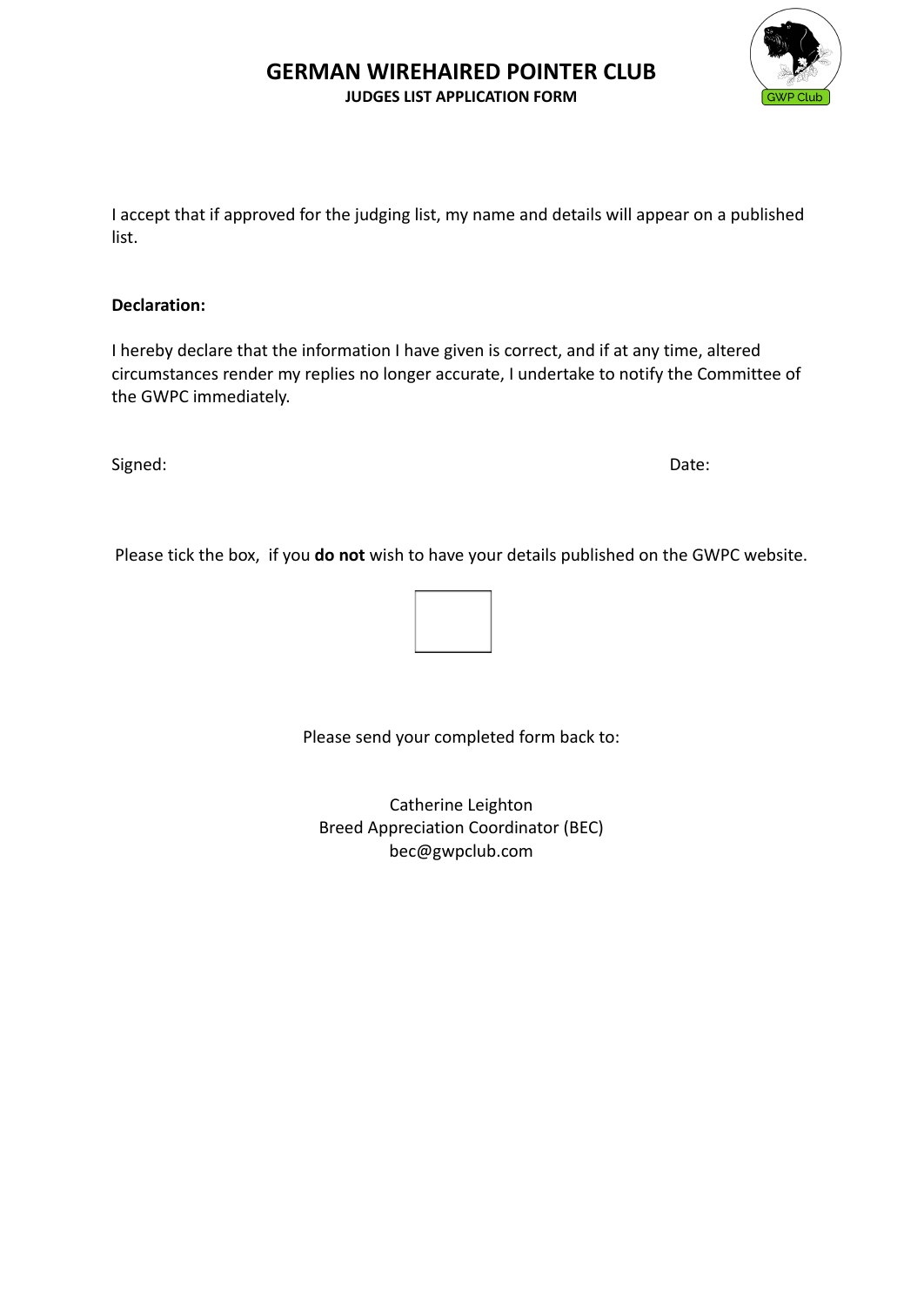# GERMAN WIREHAIRED POINTER CLUB

**JUDGES LIST APPLICATION FORM**

I accept that if approved for the judging list, my name and details will appear on a published list.

**Declaration:**

I hereby declare that the information I have given is correct, and if at any time, altered circumstances render my replies no longer accurate, I undertake to notify the Committee of the GWPC immediately.

Signed: Date:

Please tick the box, if you **do not** wish to have your details published on the GWPC website.

☐

Please send your completed form back to:

Catherine Leighton
Breed Appreciation Coordinator (BEC)
bec@gwpclub.com